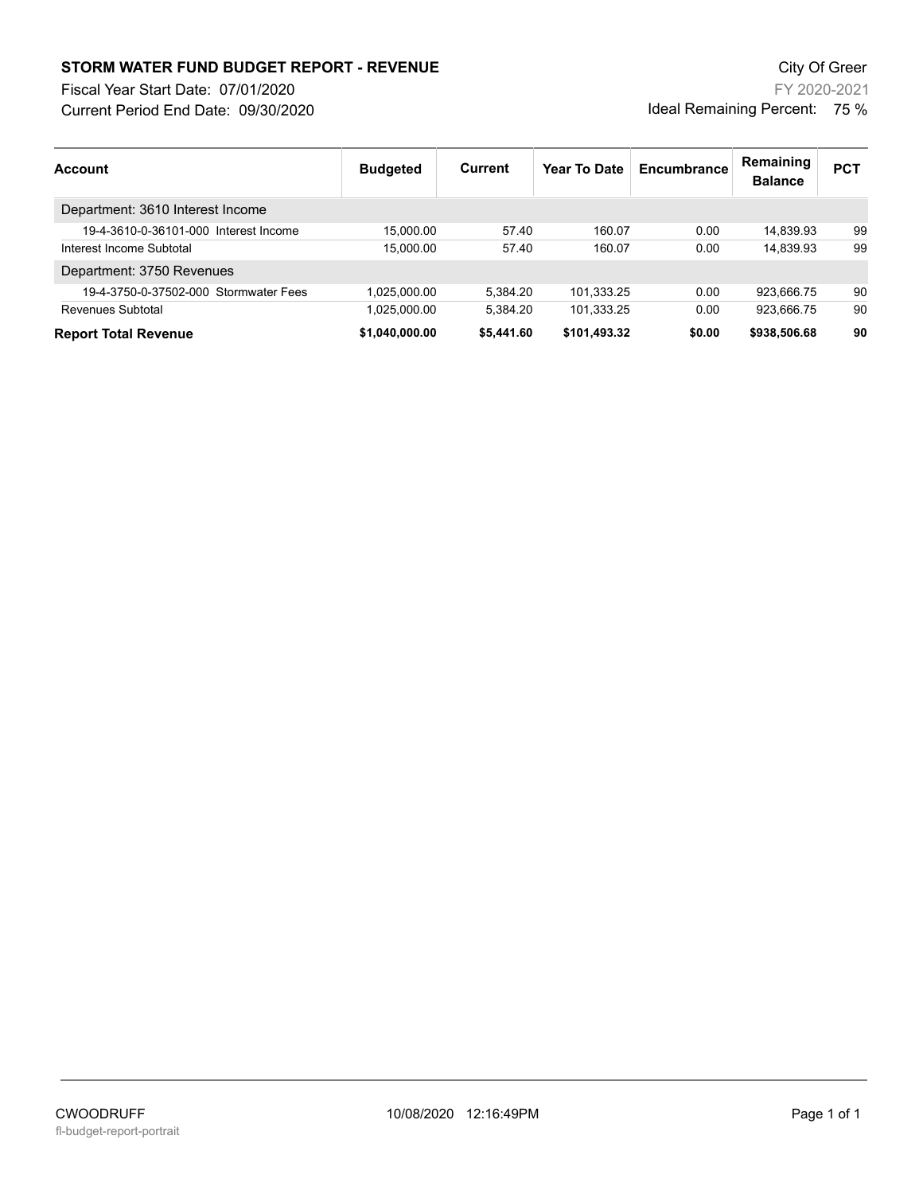# STORM WATER FUND BUDGET REPORT - REVENUE

City Of Greer

Fiscal Year Start Date: 07/01/2020

FY 2020-2021

Current Period End Date: 09/30/2020

Ideal Remaining Percent: 75 %

| Account | Budgeted | Current | Year To Date | Encumbrance | Remaining Balance | PCT |
|---|---|---|---|---|---|---|
| Department: 3610 Interest Income | | | | | | |
| 19-4-3610-0-36101-000 Interest Income | 15,000.00 | 57.40 | 160.07 | 0.00 | 14,839.93 | 99 |
| Interest Income Subtotal | 15,000.00 | 57.40 | 160.07 | 0.00 | 14,839.93 | 99 |
| Department: 3750 Revenues | | | | | | |
| 19-4-3750-0-37502-000 Stormwater Fees | 1,025,000.00 | 5,384.20 | 101,333.25 | 0.00 | 923,666.75 | 90 |
| Revenues Subtotal | 1,025,000.00 | 5,384.20 | 101,333.25 | 0.00 | 923,666.75 | 90 |
| **Report Total Revenue** | **$1,040,000.00** | **$5,441.60** | **$101,493.32** | **$0.00** | **$938,506.68** | **90** |

CWOODRUFF

fl-budget-report-portrait

10/08/2020 12:16:49PM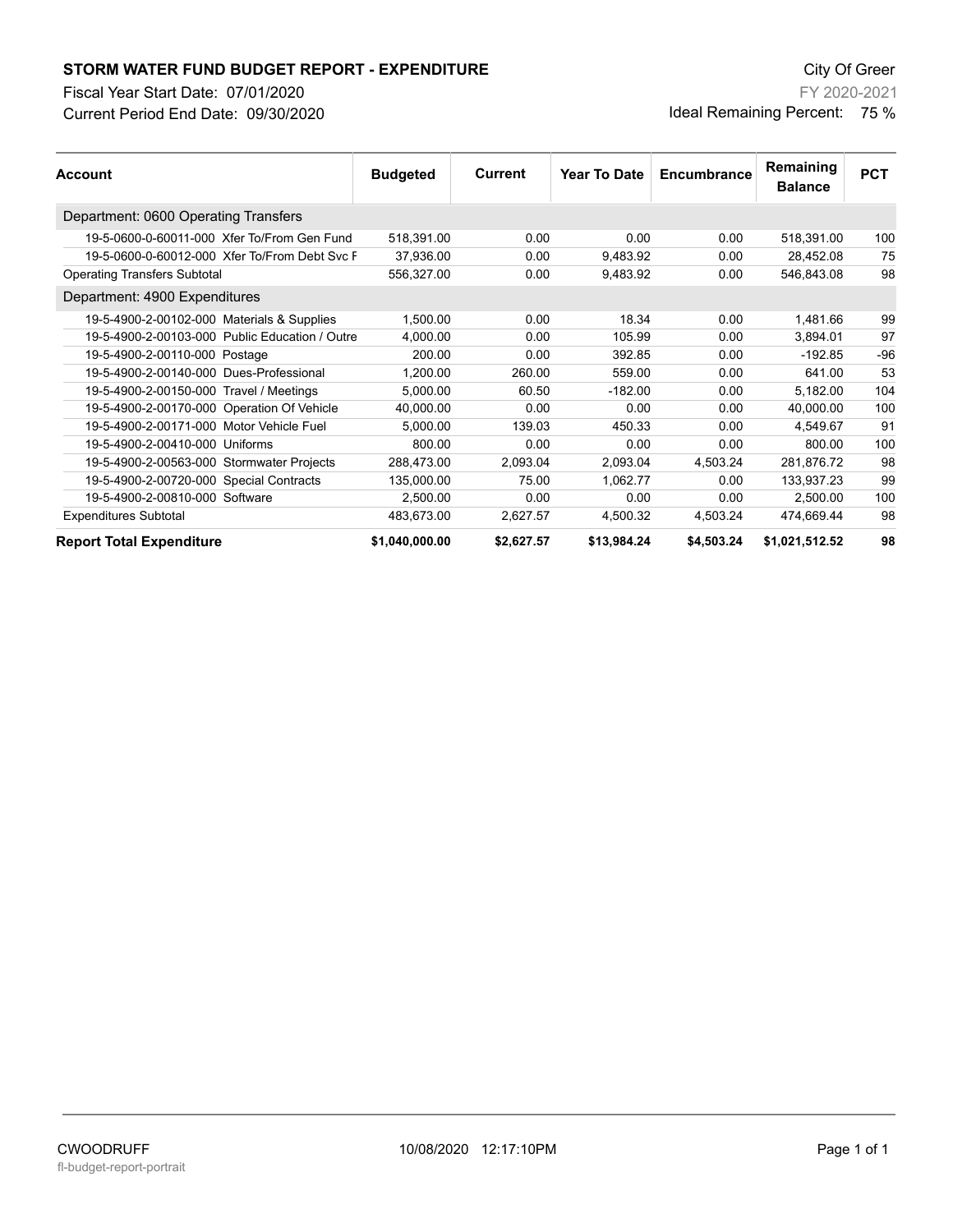**STORM WATER FUND BUDGET REPORT - EXPENDITURE**

City Of Greer

Fiscal Year Start Date: 07/01/2020

FY 2020-2021

Current Period End Date: 09/30/2020

Ideal Remaining Percent: 75 %

| Account | Budgeted | Current | Year To Date | Encumbrance | Remaining Balance | PCT |
|---|---|---|---|---|---|---|
| Department: 0600 Operating Transfers | | | | | | |
| 19-5-0600-0-60011-000 Xfer To/From Gen Fund | 518,391.00 | 0.00 | 0.00 | 0.00 | 518,391.00 | 100 |
| 19-5-0600-0-60012-000 Xfer To/From Debt Svc F | 37,936.00 | 0.00 | 9,483.92 | 0.00 | 28,452.08 | 75 |
| Operating Transfers Subtotal | 556,327.00 | 0.00 | 9,483.92 | 0.00 | 546,843.08 | 98 |
| Department: 4900 Expenditures | | | | | | |
| 19-5-4900-2-00102-000 Materials & Supplies | 1,500.00 | 0.00 | 18.34 | 0.00 | 1,481.66 | 99 |
| 19-5-4900-2-00103-000 Public Education / Outre | 4,000.00 | 0.00 | 105.99 | 0.00 | 3,894.01 | 97 |
| 19-5-4900-2-00110-000 Postage | 200.00 | 0.00 | 392.85 | 0.00 | -192.85 | -96 |
| 19-5-4900-2-00140-000 Dues-Professional | 1,200.00 | 260.00 | 559.00 | 0.00 | 641.00 | 53 |
| 19-5-4900-2-00150-000 Travel / Meetings | 5,000.00 | 60.50 | -182.00 | 0.00 | 5,182.00 | 104 |
| 19-5-4900-2-00170-000 Operation Of Vehicle | 40,000.00 | 0.00 | 0.00 | 0.00 | 40,000.00 | 100 |
| 19-5-4900-2-00171-000 Motor Vehicle Fuel | 5,000.00 | 139.03 | 450.33 | 0.00 | 4,549.67 | 91 |
| 19-5-4900-2-00410-000 Uniforms | 800.00 | 0.00 | 0.00 | 0.00 | 800.00 | 100 |
| 19-5-4900-2-00563-000 Stormwater Projects | 288,473.00 | 2,093.04 | 2,093.04 | 4,503.24 | 281,876.72 | 98 |
| 19-5-4900-2-00720-000 Special Contracts | 135,000.00 | 75.00 | 1,062.77 | 0.00 | 133,937.23 | 99 |
| 19-5-4900-2-00810-000 Software | 2,500.00 | 0.00 | 0.00 | 0.00 | 2,500.00 | 100 |
| Expenditures Subtotal | 483,673.00 | 2,627.57 | 4,500.32 | 4,503.24 | 474,669.44 | 98 |
| **Report Total Expenditure** | **$1,040,000.00** | **$2,627.57** | **$13,984.24** | **$4,503.24** | **$1,021,512.52** | **98** |

CWOODRUFF

fl-budget-report-portrait

10/08/2020 12:17:10PM